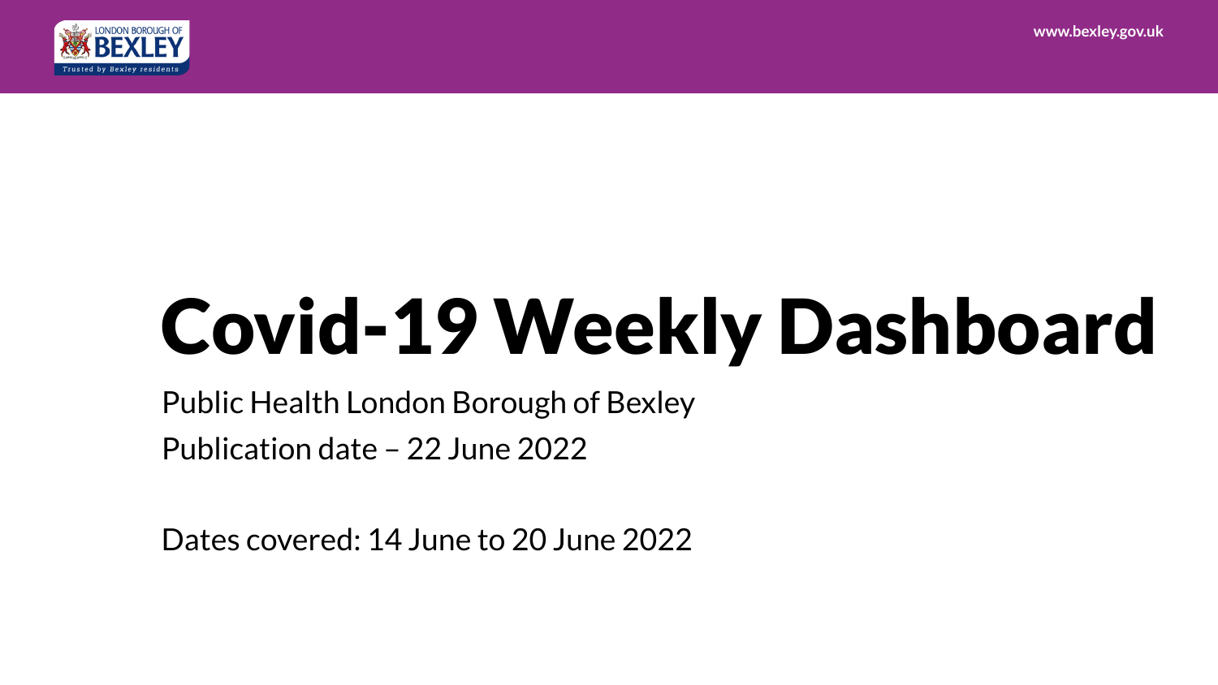# Covid-19 Weekly Dashboard

Public Health London Borough of Bexley

Publication date – 22 June 2022

Dates covered: 14 June to 20 June 2022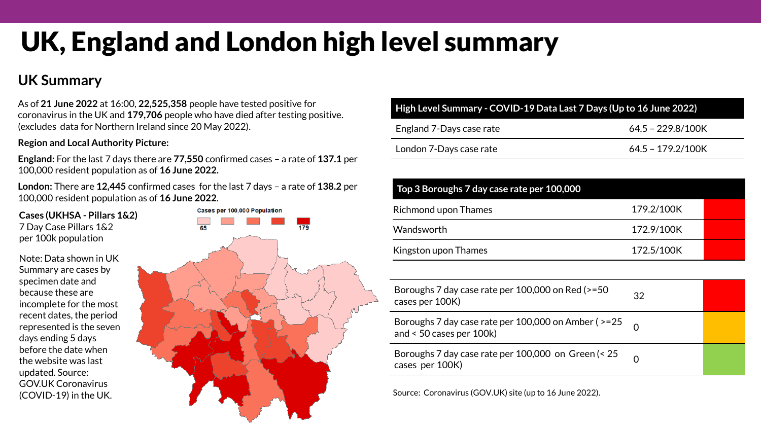# UK, England and London high level summary

## UK Summary

As of **21 June 2022** at 16:00, **22,525,358** people have tested positive for coronavirus in the UK and **179,706** people who have died after testing positive. (excludes data for Northern Ireland since 20 May 2022).

**Region and Local Authority Picture:**

**England:** For the last 7 days there are **77,550** confirmed cases – a rate of **137.1** per 100,000 resident population as of **16 June 2022.**

**London:** There are **12,445** confirmed cases for the last 7 days – a rate of **138.2** per 100,000 resident population as of **16 June 2022**.

**Cases (UKHSA - Pillars 1&2)**
7 Day Case Pillars 1&2 per 100k population

Note: Data shown in UK Summary are cases by specimen date and because these are incomplete for the most recent dates, the period represented is the seven days ending 5 days before the date when the website was last updated. Source: GOV.UK Coronavirus (COVID-19) in the UK.

Cases per 100,000 Population

65 — 179

| High Level Summary - COVID-19 Data Last 7 Days (Up to 16 June 2022) | |
|---|---|
| England 7-Days case rate | 64.5 – 229.8/100K |
| London 7-Days case rate | 64.5 – 179.2/100K |

| Top 3 Boroughs 7 day case rate per 100,000 | | |
|---|---|---|
| Richmond upon Thames | 179.2/100K | Red |
| Wandsworth | 172.9/100K | Red |
| Kingston upon Thames | 172.5/100K | Red |

| Category | Count | Status |
|---|---|---|
| Boroughs 7 day case rate per 100,000 on Red (>=50 cases per 100K) | 32 | Red |
| Boroughs 7 day case rate per 100,000 on Amber ( >=25 and < 50 cases per 100k) | 0 | Amber |
| Boroughs 7 day case rate per 100,000 on Green (< 25 cases per 100K) | 0 | Green |

Source: Coronavirus (GOV.UK) site (up to 16 June 2022).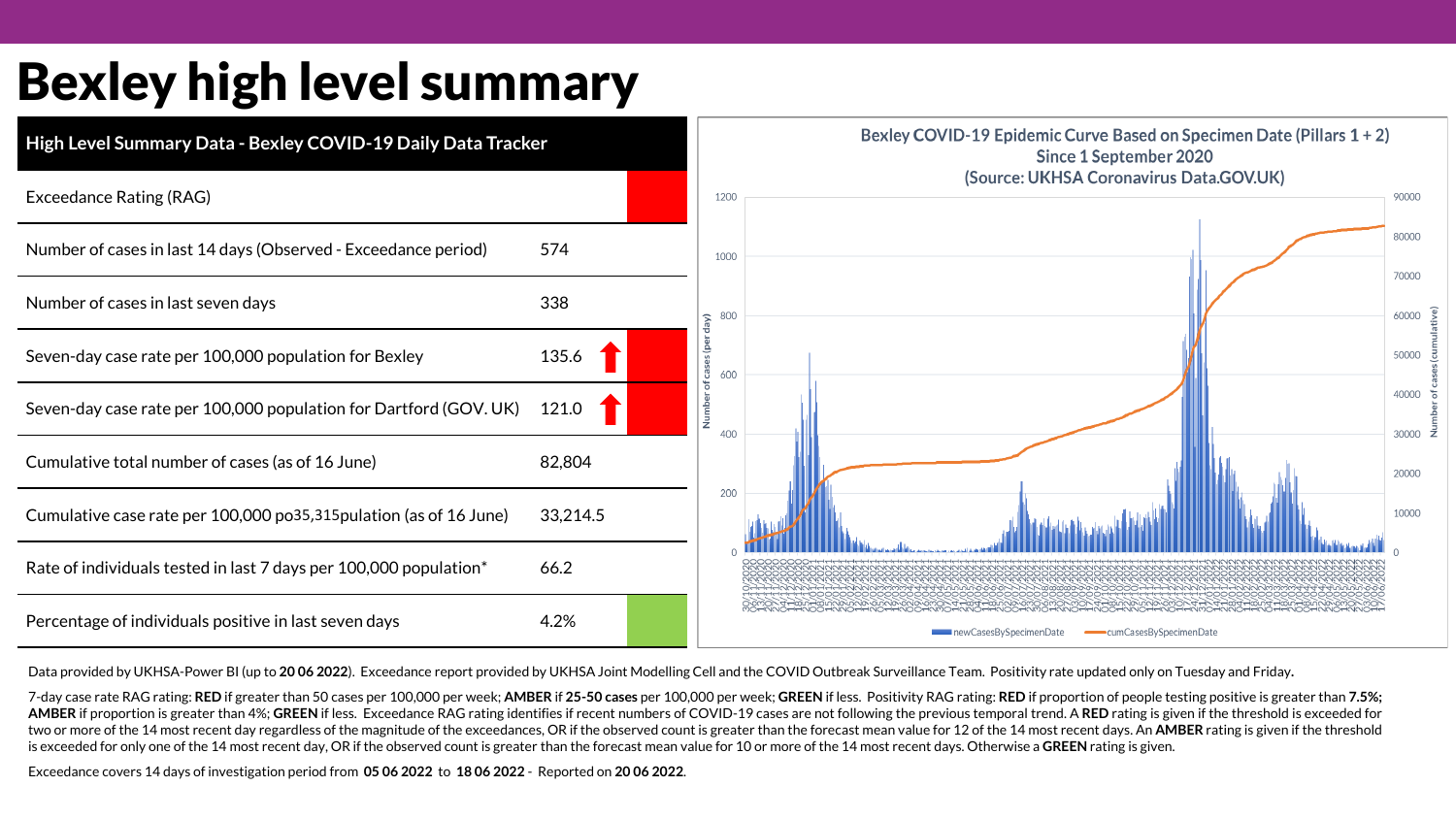# Bexley high level summary

| High Level Summary Data - Bexley COVID-19 Daily Data Tracker | | |
|---|---|---|
| Exceedance Rating (RAG) | | |
| Number of cases in last 14 days (Observed - Exceedance period) | 574 | |
| Number of cases in last seven days | 338 | |
| Seven-day case rate per 100,000 population for Bexley | 135.6 | ⬆ |
| Seven-day case rate per 100,000 population for Dartford (GOV. UK) | 121.0 | ⬆ |
| Cumulative total number of cases (as of 16 June) | 82,804 | |
| Cumulative case rate per 100,000 po35,315pulation (as of 16 June) | 33,214.5 | |
| Rate of individuals tested in last 7 days per 100,000 population* | 66.2 | |
| Percentage of individuals positive in last seven days | 4.2% | |

**Bexley COVID-19 Epidemic Curve Based on Specimen Date (Pillars 1 + 2) Since 1 September 2020 (Source: UKHSA Coronavirus Data.GOV.UK)**

Data provided by UKHSA-Power BI (up to **20 06 2022**). Exceedance report provided by UKHSA Joint Modelling Cell and the COVID Outbreak Surveillance Team. Positivity rate updated only on Tuesday and Friday**.**

7-day case rate RAG rating: **RED** if greater than 50 cases per 100,000 per week; **AMBER** if **25-50 cases** per 100,000 per week; **GREEN** if less. Positivity RAG rating: **RED** if proportion of people testing positive is greater than **7.5%; AMBER** if proportion is greater than 4%; **GREEN** if less. Exceedance RAG rating identifies if recent numbers of COVID-19 cases are not following the previous temporal trend. A **RED** rating is given if the threshold is exceeded for two or more of the 14 most recent day regardless of the magnitude of the exceedances, OR if the observed count is greater than the forecast mean value for 12 of the 14 most recent days. An **AMBER** rating is given if the threshold is exceeded for only one of the 14 most recent day, OR if the observed count is greater than the forecast mean value for 10 or more of the 14 most recent days. Otherwise a **GREEN** rating is given.

Exceedance covers 14 days of investigation period from **05 06 2022** to **18 06 2022** - Reported on **20 06 2022**.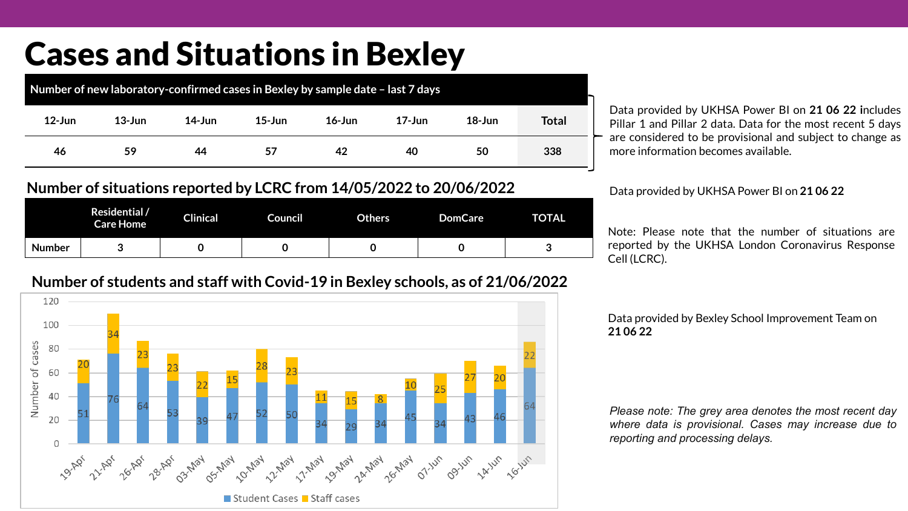# Cases and Situations in Bexley

| Number of new laboratory-confirmed cases in Bexley by sample date – last 7 days | | | | | | | |
|---|---|---|---|---|---|---|---|
| 12-Jun | 13-Jun | 14-Jun | 15-Jun | 16-Jun | 17-Jun | 18-Jun | Total |
| 46 | 59 | 44 | 57 | 42 | 40 | 50 | 338 |

Data provided by UKHSA Power BI on **21 06 22 i**ncludes Pillar 1 and Pillar 2 data. Data for the most recent 5 days are considered to be provisional and subject to change as more information becomes available.

## Number of situations reported by LCRC from 14/05/2022 to 20/06/2022

| | Residential / Care Home | Clinical | Council | Others | DomCare | TOTAL |
|---|---|---|---|---|---|---|
| Number | 3 | 0 | 0 | 0 | 0 | 3 |

Data provided by UKHSA Power BI on **21 06 22**

Note: Please note that the number of situations are reported by the UKHSA London Coronavirus Response Cell (LCRC).

## Number of students and staff with Covid-19 in Bexley schools, as of 21/06/2022

Number of cases
0
20
40
60
80
100
120

19-Apr 21-Apr 26-Apr 28-Apr 03-May 05-May 10-May 12-May 17-May 19-May 24-May 26-May 07-Jun 09-Jun 14-Jun 16-Jun

Student Cases: 51, 76, 64, 53, 39, 47, 52, 50, 34, 29, 34, 45, 34, 43, 46, 64

Staff cases: 20, 34, 23, 23, 22, 15, 28, 23, 11, 15, 8, 10, 25, 27, 20, 22

Student Cases   Staff cases

Data provided by Bexley School Improvement Team on **21 06 22**

*Please note: The grey area denotes the most recent day where data is provisional. Cases may increase due to reporting and processing delays.*